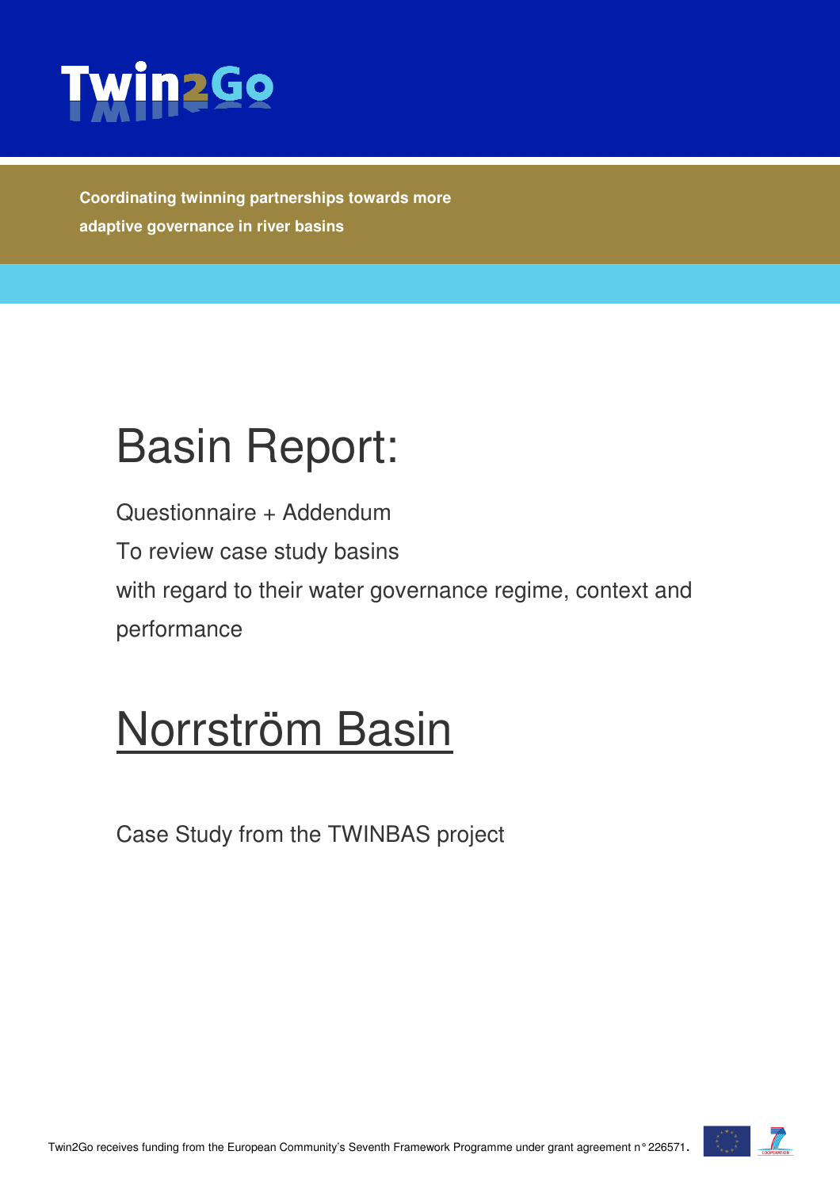Twin2Go

**Coordinating twinning partnerships towards more adaptive governance in river basins**

# Basin Report:

Questionnaire + Addendum

To review case study basins

with regard to their water governance regime, context and performance

# Norrström Basin

Case Study from the TWINBAS project

Twin2Go receives funding from the European Community's Seventh Framework Programme under grant agreement n° 226571.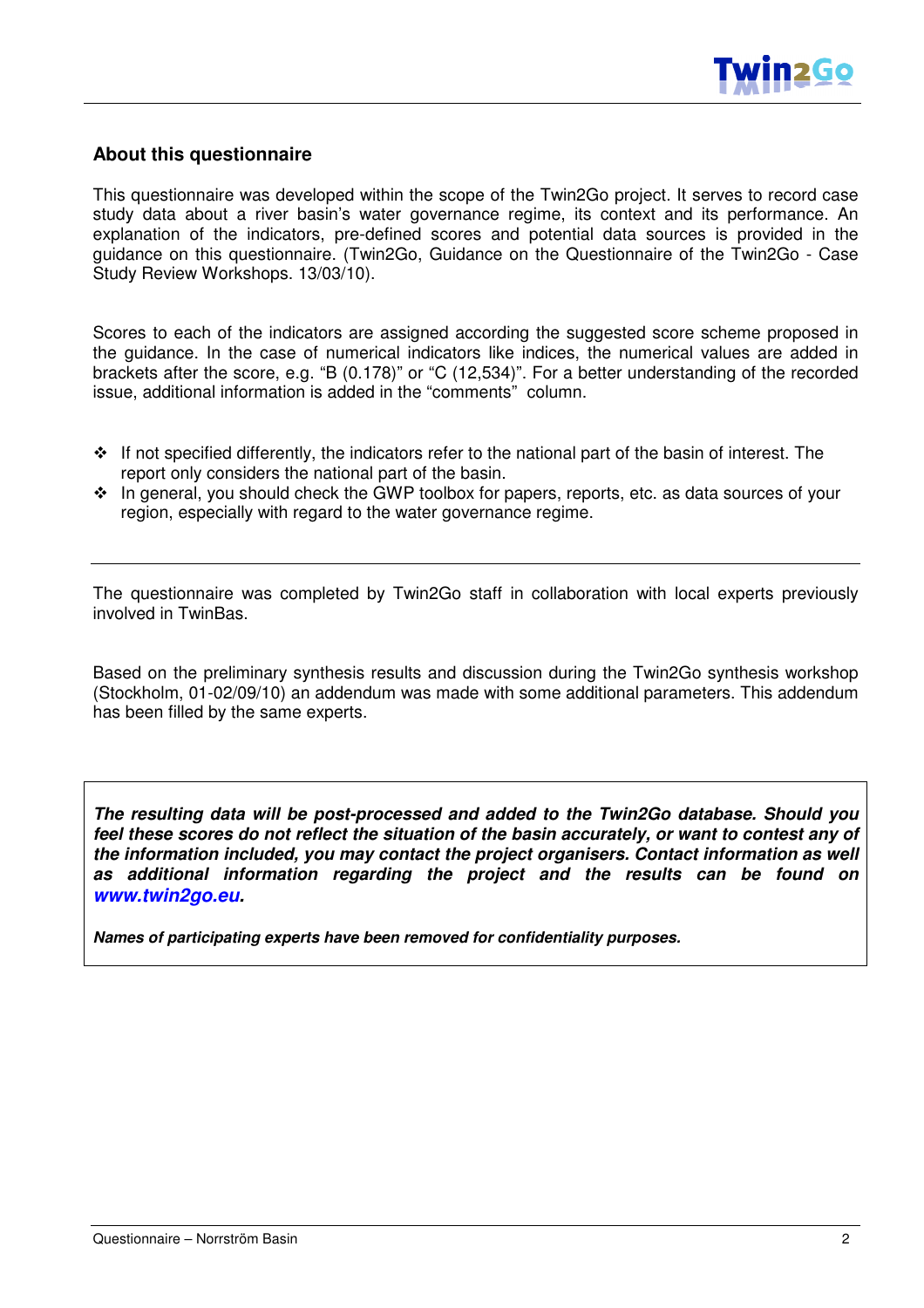## About this questionnaire

This questionnaire was developed within the scope of the Twin2Go project. It serves to record case study data about a river basin's water governance regime, its context and its performance. An explanation of the indicators, pre-defined scores and potential data sources is provided in the guidance on this questionnaire. (Twin2Go, Guidance on the Questionnaire of the Twin2Go - Case Study Review Workshops. 13/03/10).

Scores to each of the indicators are assigned according the suggested score scheme proposed in the guidance. In the case of numerical indicators like indices, the numerical values are added in brackets after the score, e.g. "B (0.178)" or "C (12,534)". For a better understanding of the recorded issue, additional information is added in the "comments" column.

- If not specified differently, the indicators refer to the national part of the basin of interest. The report only considers the national part of the basin.
- In general, you should check the GWP toolbox for papers, reports, etc. as data sources of your region, especially with regard to the water governance regime.

---

The questionnaire was completed by Twin2Go staff in collaboration with local experts previously involved in TwinBas.

Based on the preliminary synthesis results and discussion during the Twin2Go synthesis workshop (Stockholm, 01-02/09/10) an addendum was made with some additional parameters. This addendum has been filled by the same experts.

***The resulting data will be post-processed and added to the Twin2Go database. Should you feel these scores do not reflect the situation of the basin accurately, or want to contest any of the information included, you may contact the project organisers. Contact information as well as additional information regarding the project and the results can be found on www.twin2go.eu.***

***Names of participating experts have been removed for confidentiality purposes.***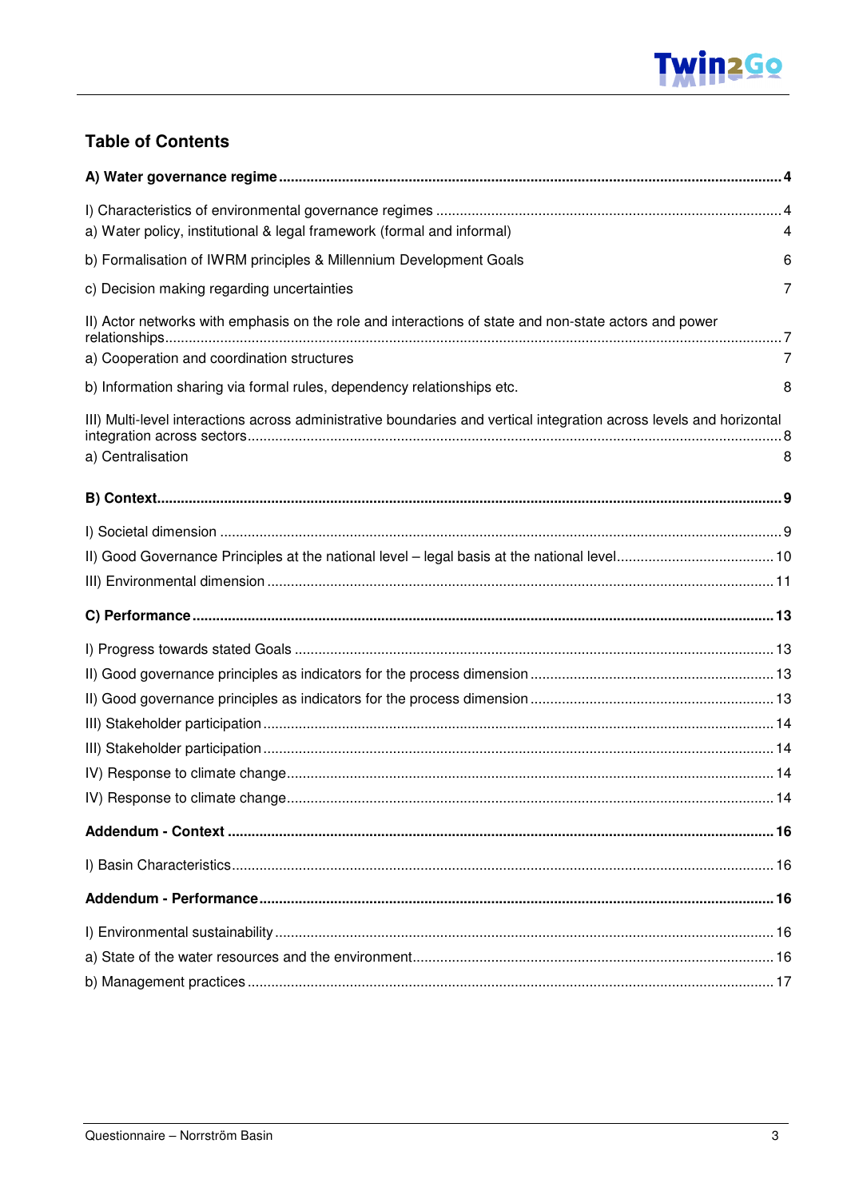## Table of Contents

**A) Water governance regime** ... **4**

I) Characteristics of environmental governance regimes ... 4

a) Water policy, institutional & legal framework (formal and informal) ... 4

b) Formalisation of IWRM principles & Millennium Development Goals ... 6

c) Decision making regarding uncertainties ... 7

II) Actor networks with emphasis on the role and interactions of state and non-state actors and power relationships ... 7

a) Cooperation and coordination structures ... 7

b) Information sharing via formal rules, dependency relationships etc. ... 8

III) Multi-level interactions across administrative boundaries and vertical integration across levels and horizontal integration across sectors ... 8

a) Centralisation ... 8

**B) Context** ... **9**

I) Societal dimension ... 9

II) Good Governance Principles at the national level – legal basis at the national level ... 10

III) Environmental dimension ... 11

**C) Performance** ... **13**

I) Progress towards stated Goals ... 13

II) Good governance principles as indicators for the process dimension ... 13

II) Good governance principles as indicators for the process dimension ... 13

III) Stakeholder participation ... 14

III) Stakeholder participation ... 14

IV) Response to climate change ... 14

IV) Response to climate change ... 14

**Addendum - Context** ... **16**

I) Basin Characteristics ... 16

**Addendum - Performance** ... **16**

I) Environmental sustainability ... 16

a) State of the water resources and the environment ... 16

b) Management practices ... 17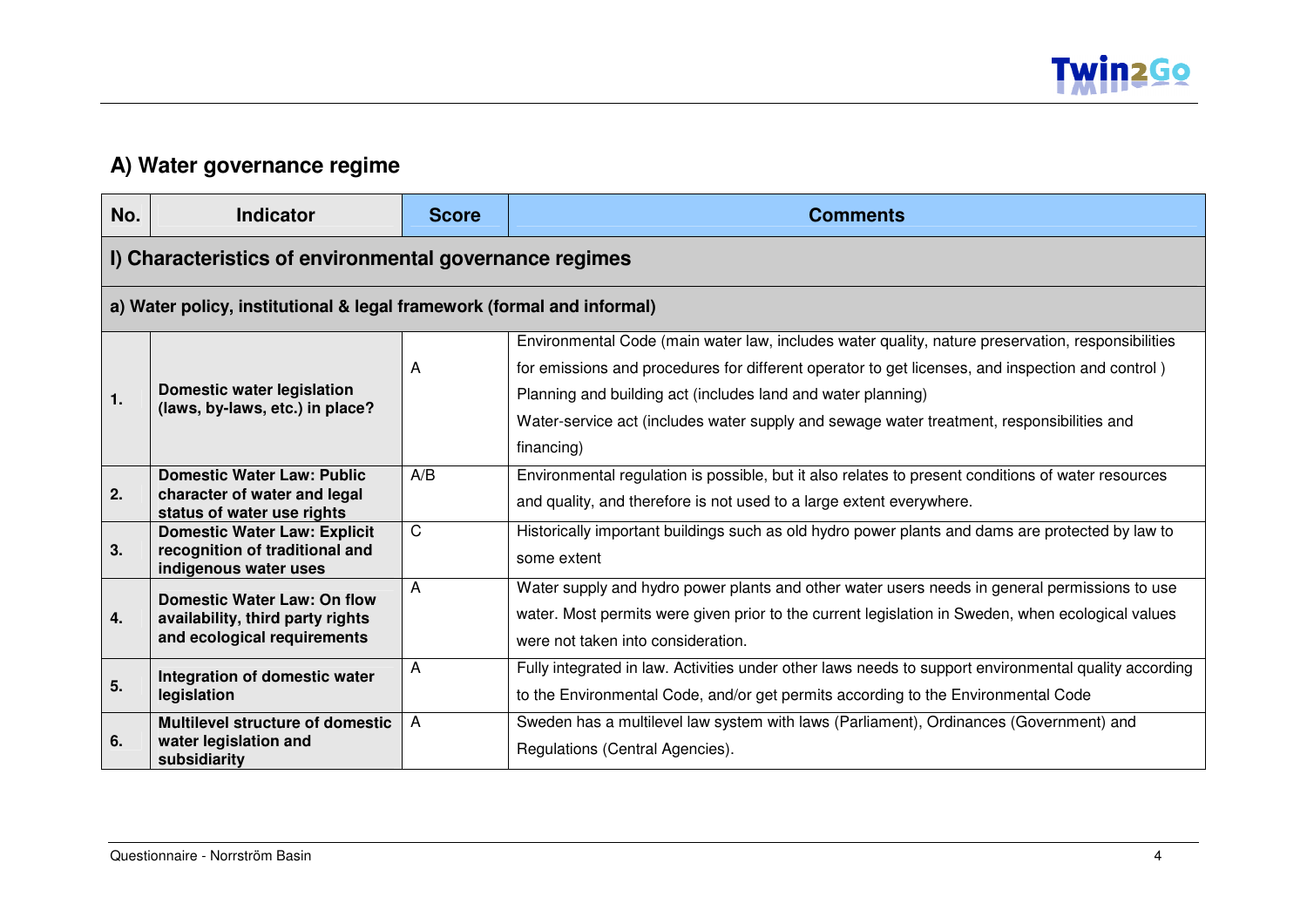## A) Water governance regime

| No. | Indicator | Score | Comments |
|---|---|---|---|
| **I) Characteristics of environmental governance regimes** | | | |
| **a) Water policy, institutional & legal framework (formal and informal)** | | | |
| **1.** | **Domestic water legislation (laws, by-laws, etc.) in place?** | A | Environmental Code (main water law, includes water quality, nature preservation, responsibilities for emissions and procedures for different operator to get licenses, and inspection and control ) Planning and building act (includes land and water planning) Water-service act (includes water supply and sewage water treatment, responsibilities and financing) |
| **2.** | **Domestic Water Law: Public character of water and legal status of water use rights** | A/B | Environmental regulation is possible, but it also relates to present conditions of water resources and quality, and therefore is not used to a large extent everywhere. |
| **3.** | **Domestic Water Law: Explicit recognition of traditional and indigenous water uses** | C | Historically important buildings such as old hydro power plants and dams are protected by law to some extent |
| **4.** | **Domestic Water Law: On flow availability, third party rights and ecological requirements** | A | Water supply and hydro power plants and other water users needs in general permissions to use water. Most permits were given prior to the current legislation in Sweden, when ecological values were not taken into consideration. |
| **5.** | **Integration of domestic water legislation** | A | Fully integrated in law. Activities under other laws needs to support environmental quality according to the Environmental Code, and/or get permits according to the Environmental Code |
| **6.** | **Multilevel structure of domestic water legislation and subsidiarity** | A | Sweden has a multilevel law system with laws (Parliament), Ordinances (Government) and Regulations (Central Agencies). |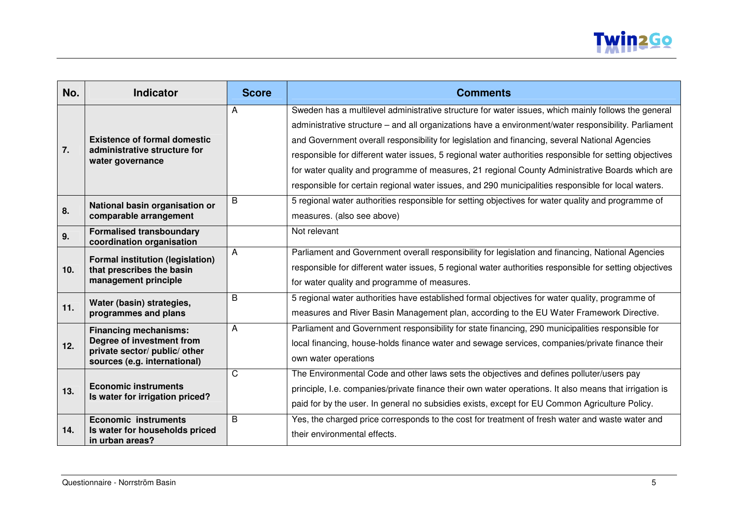| No. | Indicator | Score | Comments |
|---|---|---|---|
| 7. | **Existence of formal domestic administrative structure for water governance** | A | Sweden has a multilevel administrative structure for water issues, which mainly follows the general administrative structure – and all organizations have a environment/water responsibility. Parliament and Government overall responsibility for legislation and financing, several National Agencies responsible for different water issues, 5 regional water authorities responsible for setting objectives for water quality and programme of measures, 21 regional County Administrative Boards which are responsible for certain regional water issues, and 290 municipalities responsible for local waters. |
| 8. | **National basin organisation or comparable arrangement** | B | 5 regional water authorities responsible for setting objectives for water quality and programme of measures. (also see above) |
| 9. | **Formalised transboundary coordination organisation** | | Not relevant |
| 10. | **Formal institution (legislation) that prescribes the basin management principle** | A | Parliament and Government overall responsibility for legislation and financing, National Agencies responsible for different water issues, 5 regional water authorities responsible for setting objectives for water quality and programme of measures. |
| 11. | **Water (basin) strategies, programmes and plans** | B | 5 regional water authorities have established formal objectives for water quality, programme of measures and River Basin Management plan, according to the EU Water Framework Directive. |
| 12. | **Financing mechanisms: Degree of investment from private sector/ public/ other sources (e.g. international)** | A | Parliament and Government responsibility for state financing, 290 municipalities responsible for local financing, house-holds finance water and sewage services, companies/private finance their own water operations |
| 13. | **Economic instruments Is water for irrigation priced?** | C | The Environmental Code and other laws sets the objectives and defines polluter/users pay principle, I.e. companies/private finance their own water operations. It also means that irrigation is paid for by the user. In general no subsidies exists, except for EU Common Agriculture Policy. |
| 14. | **Economic instruments Is water for households priced in urban areas?** | B | Yes, the charged price corresponds to the cost for treatment of fresh water and waste water and their environmental effects. |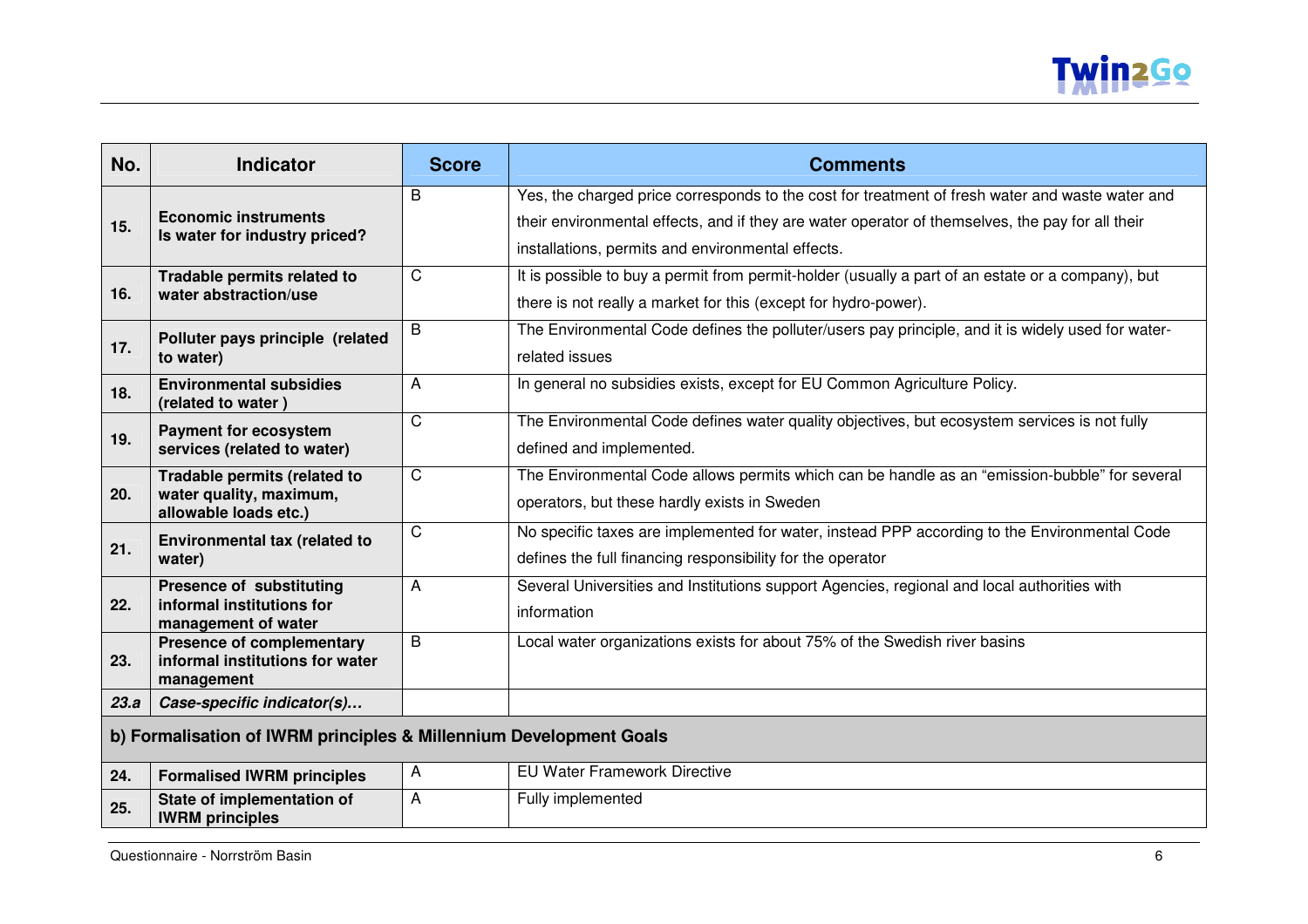| No. | Indicator | Score | Comments |
|---|---|---|---|
| 15. | **Economic instruments Is water for industry priced?** | B | Yes, the charged price corresponds to the cost for treatment of fresh water and waste water and their environmental effects, and if they are water operator of themselves, the pay for all their installations, permits and environmental effects. |
| 16. | **Tradable permits related to water abstraction/use** | C | It is possible to buy a permit from permit-holder (usually a part of an estate or a company), but there is not really a market for this (except for hydro-power). |
| 17. | **Polluter pays principle (related to water)** | B | The Environmental Code defines the polluter/users pay principle, and it is widely used for water-related issues |
| 18. | **Environmental subsidies (related to water )** | A | In general no subsidies exists, except for EU Common Agriculture Policy. |
| 19. | **Payment for ecosystem services (related to water)** | C | The Environmental Code defines water quality objectives, but ecosystem services is not fully defined and implemented. |
| 20. | **Tradable permits (related to water quality, maximum, allowable loads etc.)** | C | The Environmental Code allows permits which can be handle as an "emission-bubble" for several operators, but these hardly exists in Sweden |
| 21. | **Environmental tax (related to water)** | C | No specific taxes are implemented for water, instead PPP according to the Environmental Code defines the full financing responsibility for the operator |
| 22. | **Presence of substituting informal institutions for management of water** | A | Several Universities and Institutions support Agencies, regional and local authorities with information |
| 23. | **Presence of complementary informal institutions for water management** | B | Local water organizations exists for about 75% of the Swedish river basins |
| ***23.a*** | ***Case-specific indicator(s)…*** | | |
| **b) Formalisation of IWRM principles & Millennium Development Goals** | | | |
| 24. | **Formalised IWRM principles** | A | EU Water Framework Directive |
| 25. | **State of implementation of IWRM principles** | A | Fully implemented |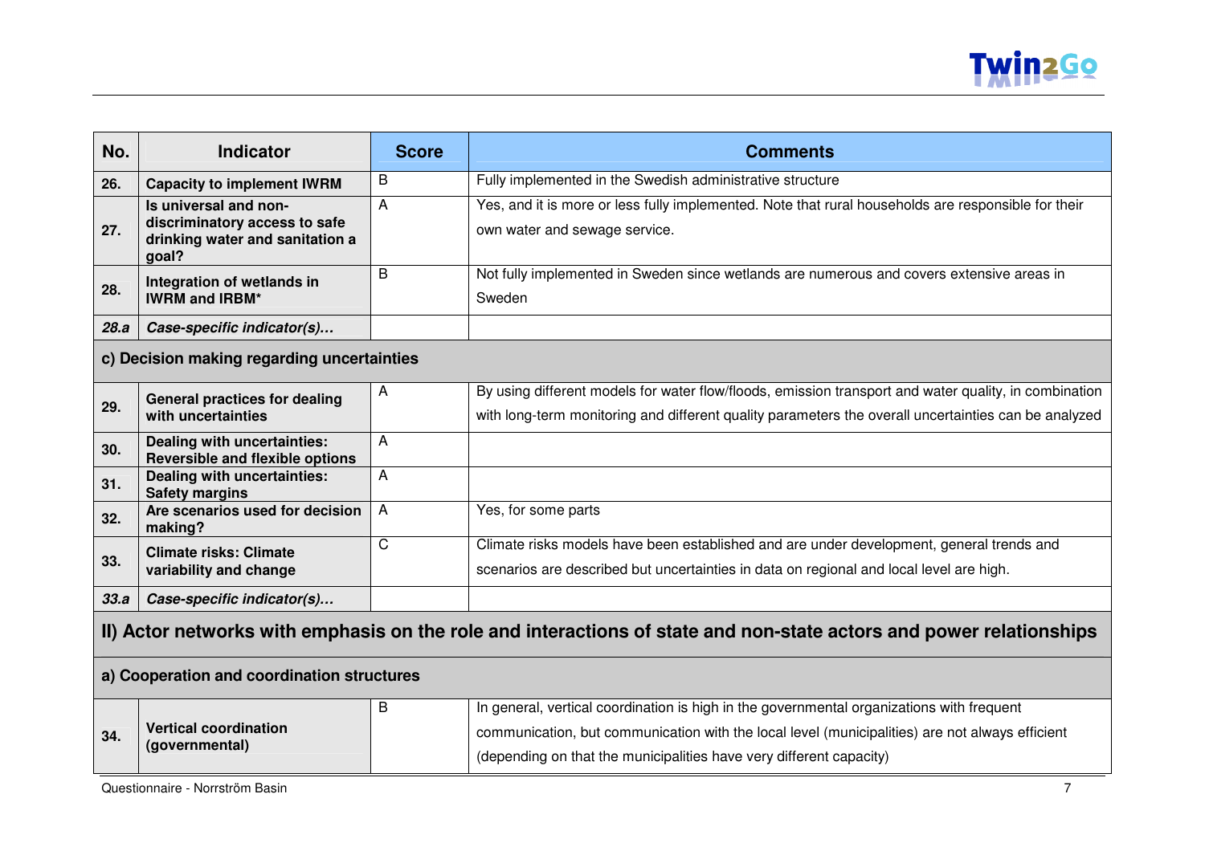| No. | Indicator | Score | Comments |
|---|---|---|---|
| **26.** | **Capacity to implement IWRM** | B | Fully implemented in the Swedish administrative structure |
| **27.** | **Is universal and non-discriminatory access to safe drinking water and sanitation a goal?** | A | Yes, and it is more or less fully implemented. Note that rural households are responsible for their own water and sewage service. |
| **28.** | **Integration of wetlands in IWRM and IRBM*** | B | Not fully implemented in Sweden since wetlands are numerous and covers extensive areas in Sweden |
| ***28.a*** | ***Case-specific indicator(s)…*** | | |
| **c) Decision making regarding uncertainties** | | | |
| **29.** | **General practices for dealing with uncertainties** | A | By using different models for water flow/floods, emission transport and water quality, in combination with long-term monitoring and different quality parameters the overall uncertainties can be analyzed |
| **30.** | **Dealing with uncertainties: Reversible and flexible options** | A | |
| **31.** | **Dealing with uncertainties: Safety margins** | A | |
| **32.** | **Are scenarios used for decision making?** | A | Yes, for some parts |
| **33.** | **Climate risks: Climate variability and change** | C | Climate risks models have been established and are under development, general trends and scenarios are described but uncertainties in data on regional and local level are high. |
| ***33.a*** | ***Case-specific indicator(s)…*** | | |
| **II) Actor networks with emphasis on the role and interactions of state and non-state actors and power relationships** | | | |
| **a) Cooperation and coordination structures** | | | |
| **34.** | **Vertical coordination (governmental)** | B | In general, vertical coordination is high in the governmental organizations with frequent communication, but communication with the local level (municipalities) are not always efficient (depending on that the municipalities have very different capacity) |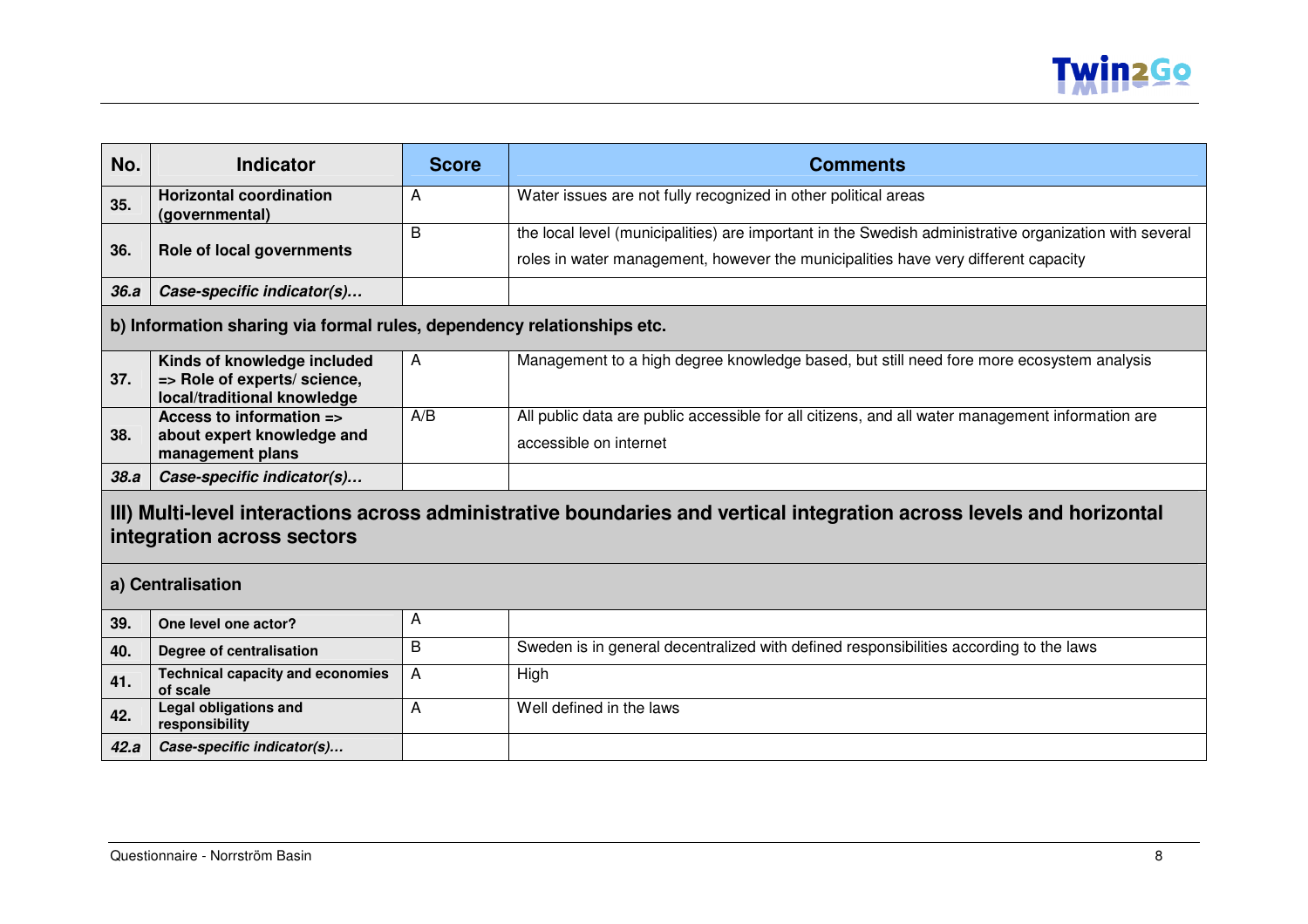| No. | Indicator | Score | Comments |
|---|---|---|---|
| 35. | **Horizontal coordination (governmental)** | A | Water issues are not fully recognized in other political areas |
| 36. | **Role of local governments** | B | the local level (municipalities) are important in the Swedish administrative organization with several roles in water management, however the municipalities have very different capacity |
| *36.a* | ***Case-specific indicator(s)…*** | | |
| **b) Information sharing via formal rules, dependency relationships etc.** | | | |
| 37. | **Kinds of knowledge included => Role of experts/ science, local/traditional knowledge** | A | Management to a high degree knowledge based, but still need fore more ecosystem analysis |
| 38. | **Access to information => about expert knowledge and management plans** | A/B | All public data are public accessible for all citizens, and all water management information are accessible on internet |
| *38.a* | ***Case-specific indicator(s)…*** | | |
| **III) Multi-level interactions across administrative boundaries and vertical integration across levels and horizontal integration across sectors** | | | |
| **a) Centralisation** | | | |
| 39. | **One level one actor?** | A | |
| 40. | **Degree of centralisation** | B | Sweden is in general decentralized with defined responsibilities according to the laws |
| 41. | **Technical capacity and economies of scale** | A | High |
| 42. | **Legal obligations and responsibility** | A | Well defined in the laws |
| *42.a* | ***Case-specific indicator(s)…*** | | |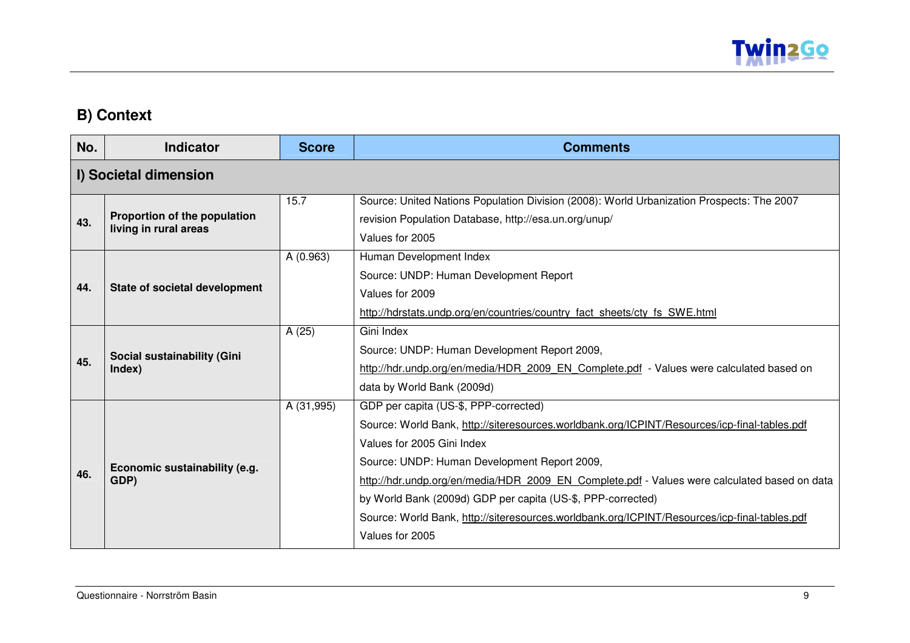## B) Context

| No. | Indicator | Score | Comments |
|---|---|---|---|
| **I) Societal dimension** | | | |
| **43.** | **Proportion of the population living in rural areas** | 15.7 | Source: United Nations Population Division (2008): World Urbanization Prospects: The 2007 revision Population Database, http://esa.un.org/unup/<br>Values for 2005 |
| **44.** | **State of societal development** | A (0.963) | Human Development Index<br>Source: UNDP: Human Development Report<br>Values for 2009<br>http://hdrstats.undp.org/en/countries/country_fact_sheets/cty_fs_SWE.html |
| **45.** | **Social sustainability (Gini Index)** | A (25) | Gini Index<br>Source: UNDP: Human Development Report 2009,<br>http://hdr.undp.org/en/media/HDR_2009_EN_Complete.pdf - Values were calculated based on data by World Bank (2009d) |
| **46.** | **Economic sustainability (e.g. GDP)** | A (31,995) | GDP per capita (US-$, PPP-corrected)<br>Source: World Bank, http://siteresources.worldbank.org/ICPINT/Resources/icp-final-tables.pdf<br>Values for 2005 Gini Index<br>Source: UNDP: Human Development Report 2009,<br>http://hdr.undp.org/en/media/HDR_2009_EN_Complete.pdf - Values were calculated based on data by World Bank (2009d) GDP per capita (US-$, PPP-corrected)<br>Source: World Bank, http://siteresources.worldbank.org/ICPINT/Resources/icp-final-tables.pdf<br>Values for 2005 |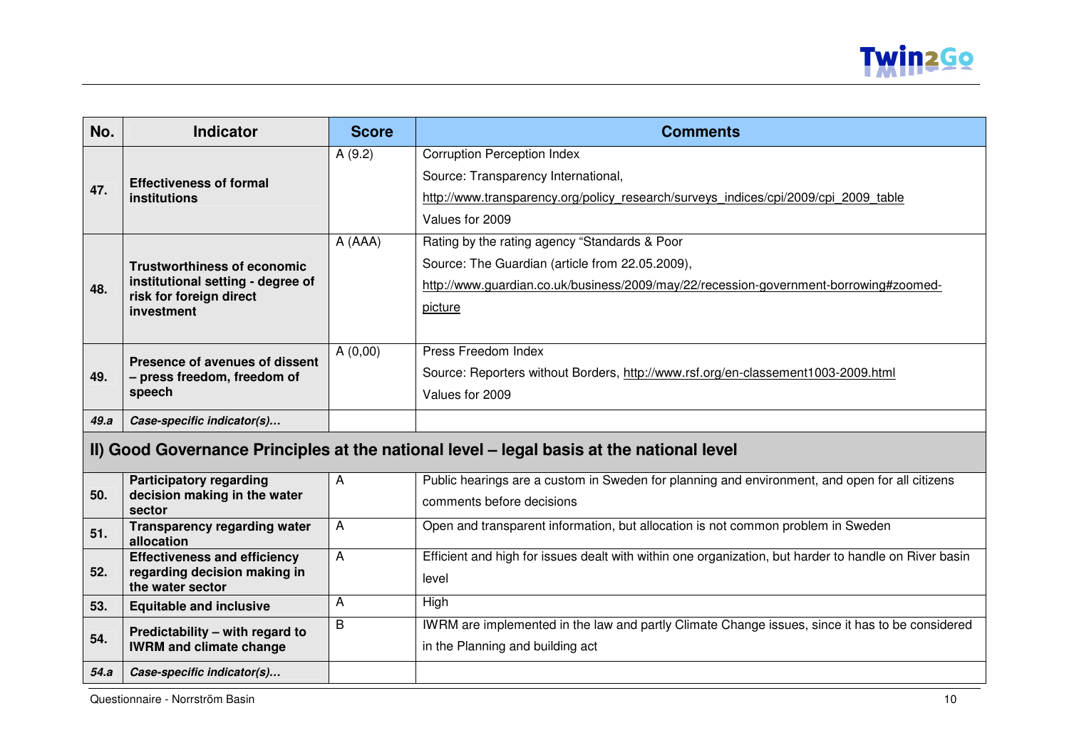| No. | Indicator | Score | Comments |
|---|---|---|---|
| 47. | **Effectiveness of formal institutions** | A (9.2) | Corruption Perception Index<br>Source: Transparency International,<br>http://www.transparency.org/policy_research/surveys_indices/cpi/2009/cpi_2009_table<br>Values for 2009 |
| 48. | **Trustworthiness of economic institutional setting - degree of risk for foreign direct investment** | A (AAA) | Rating by the rating agency "Standards & Poor<br>Source: The Guardian (article from 22.05.2009),<br>http://www.guardian.co.uk/business/2009/may/22/recession-government-borrowing#zoomed-picture |
| 49. | **Presence of avenues of dissent – press freedom, freedom of speech** | A (0,00) | Press Freedom Index<br>Source: Reporters without Borders, http://www.rsf.org/en-classement1003-2009.html<br>Values for 2009 |
| ***49.a*** | ***Case-specific indicator(s)…*** | | |
| **II) Good Governance Principles at the national level – legal basis at the national level** | | | |
| 50. | **Participatory regarding decision making in the water sector** | A | Public hearings are a custom in Sweden for planning and environment, and open for all citizens comments before decisions |
| 51. | **Transparency regarding water allocation** | A | Open and transparent information, but allocation is not common problem in Sweden |
| 52. | **Effectiveness and efficiency regarding decision making in the water sector** | A | Efficient and high for issues dealt with within one organization, but harder to handle on River basin level |
| 53. | **Equitable and inclusive** | A | High |
| 54. | **Predictability – with regard to IWRM and climate change** | B | IWRM are implemented in the law and partly Climate Change issues, since it has to be considered in the Planning and building act |
| ***54.a*** | ***Case-specific indicator(s)…*** | | |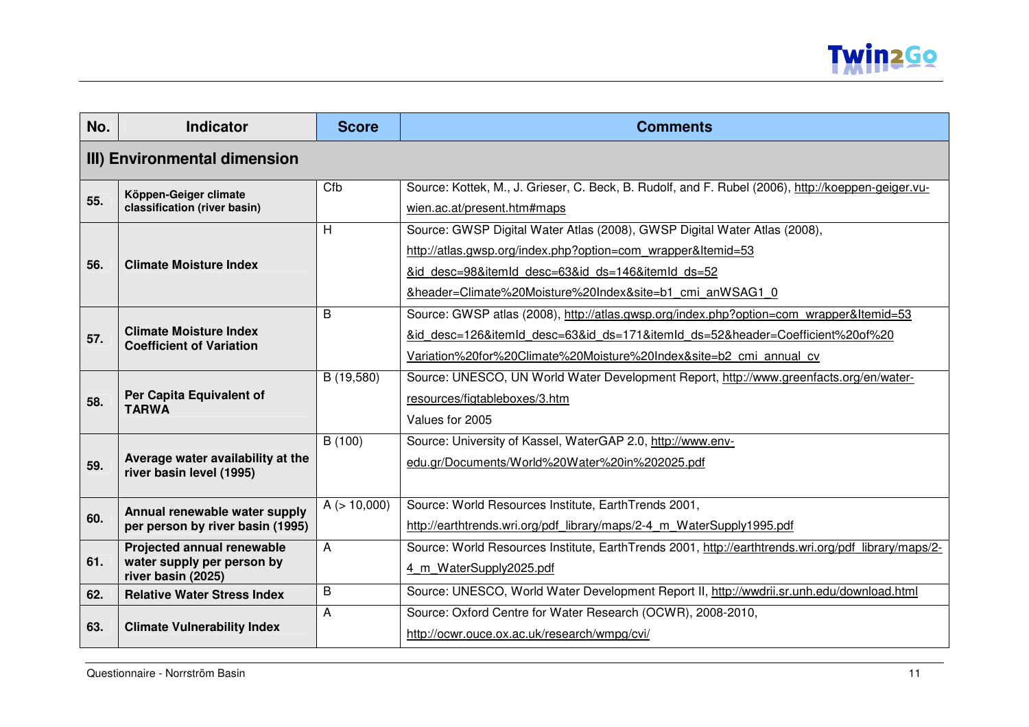| No. | Indicator | Score | Comments |
|---|---|---|---|
| **III) Environmental dimension** | | | |
| **55.** | **Köppen-Geiger climate classification (river basin)** | Cfb | Source: Kottek, M., J. Grieser, C. Beck, B. Rudolf, and F. Rubel (2006), http://koeppen-geiger.vu-wien.ac.at/present.htm#maps |
| **56.** | **Climate Moisture Index** | H | Source: GWSP Digital Water Atlas (2008), GWSP Digital Water Atlas (2008), http://atlas.gwsp.org/index.php?option=com_wrapper&Itemid=53 &id_desc=98&itemId_desc=63&id_ds=146&itemId_ds=52 &header=Climate%20Moisture%20Index&site=b1_cmi_anWSAG1_0 |
| **57.** | **Climate Moisture Index Coefficient of Variation** | B | Source: GWSP atlas (2008), http://atlas.gwsp.org/index.php?option=com_wrapper&Itemid=53 &id_desc=126&itemId_desc=63&id_ds=171&itemId_ds=52&header=Coefficient%20of%20 Variation%20for%20Climate%20Moisture%20Index&site=b2_cmi_annual_cv |
| **58.** | **Per Capita Equivalent of TARWA** | B (19,580) | Source: UNESCO, UN World Water Development Report, http://www.greenfacts.org/en/water-resources/figtableboxes/3.htm<br>Values for 2005 |
| **59.** | **Average water availability at the river basin level (1995)** | B (100) | Source: University of Kassel, WaterGAP 2.0, http://www.env-edu.gr/Documents/World%20Water%20in%202025.pdf |
| **60.** | **Annual renewable water supply per person by river basin (1995)** | A (> 10,000) | Source: World Resources Institute, EarthTrends 2001, http://earthtrends.wri.org/pdf_library/maps/2-4_m_WaterSupply1995.pdf |
| **61.** | **Projected annual renewable water supply per person by river basin (2025)** | A | Source: World Resources Institute, EarthTrends 2001, http://earthtrends.wri.org/pdf_library/maps/2-4_m_WaterSupply2025.pdf |
| **62.** | **Relative Water Stress Index** | B | Source: UNESCO, World Water Development Report II, http://wwdrii.sr.unh.edu/download.html |
| **63.** | **Climate Vulnerability Index** | A | Source: Oxford Centre for Water Research (OCWR), 2008-2010, http://ocwr.ouce.ox.ac.uk/research/wmpg/cvi/ |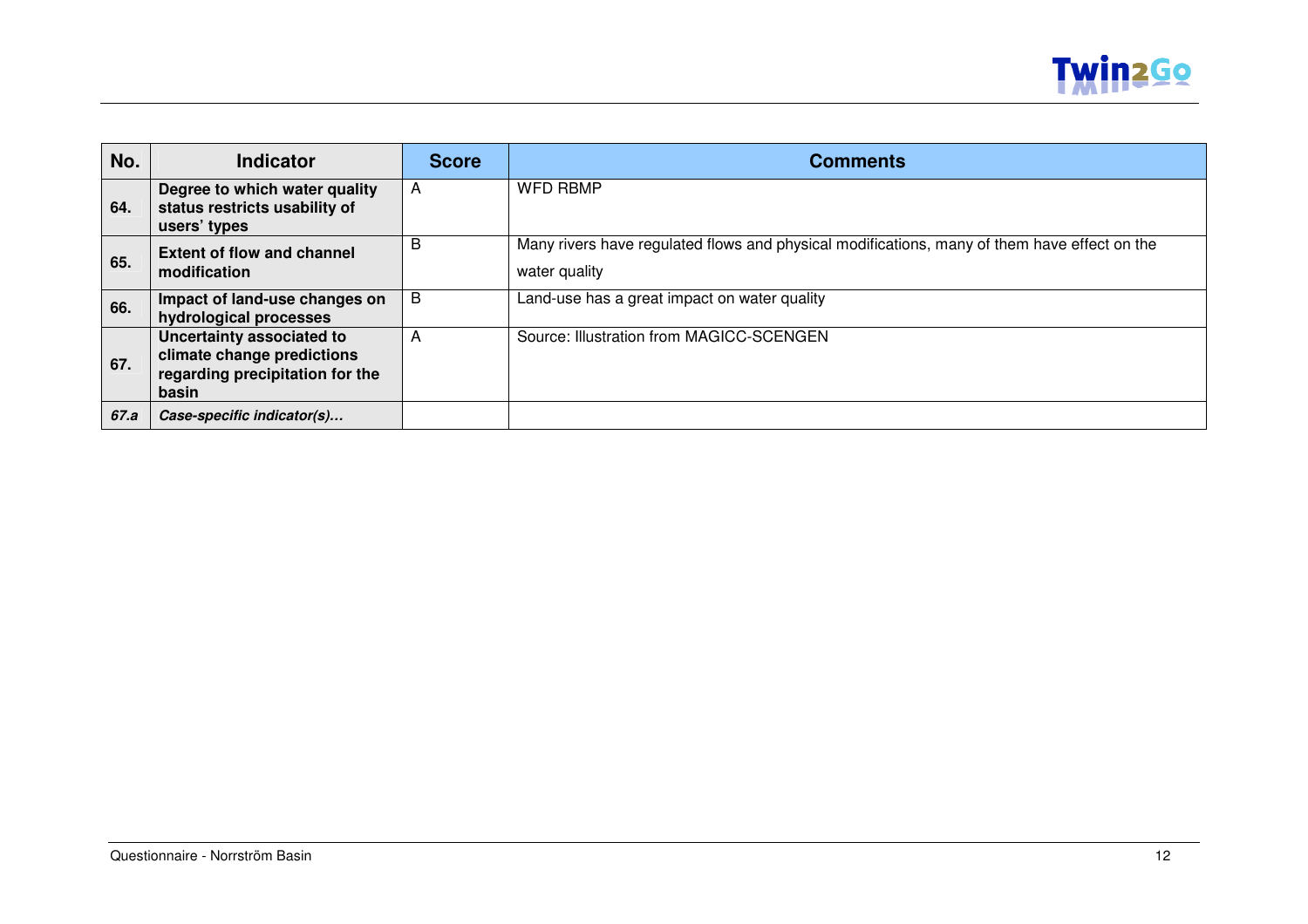| No. | Indicator | Score | Comments |
|---|---|---|---|
| **64.** | **Degree to which water quality status restricts usability of users' types** | A | WFD RBMP |
| **65.** | **Extent of flow and channel modification** | B | Many rivers have regulated flows and physical modifications, many of them have effect on the water quality |
| **66.** | **Impact of land-use changes on hydrological processes** | B | Land-use has a great impact on water quality |
| **67.** | **Uncertainty associated to climate change predictions regarding precipitation for the basin** | A | Source: Illustration from MAGICC-SCENGEN |
| ***67.a*** | ***Case-specific indicator(s)…*** | | |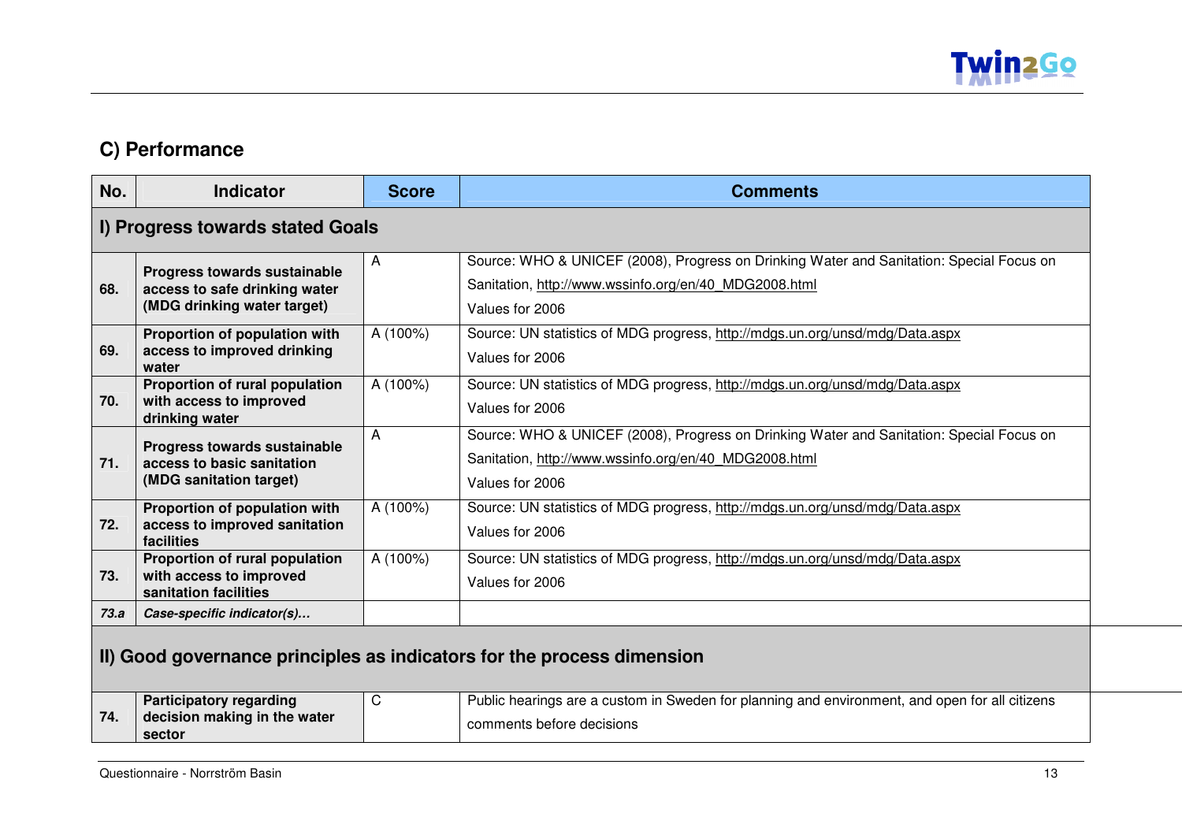## C) Performance

| No. | Indicator | Score | Comments |
|---|---|---|---|
| **I) Progress towards stated Goals** | | | |
| 68. | **Progress towards sustainable access to safe drinking water (MDG drinking water target)** | A | Source: WHO & UNICEF (2008), Progress on Drinking Water and Sanitation: Special Focus on Sanitation, http://www.wssinfo.org/en/40_MDG2008.html<br>Values for 2006 |
| 69. | **Proportion of population with access to improved drinking water** | A (100%) | Source: UN statistics of MDG progress, http://mdgs.un.org/unsd/mdg/Data.aspx<br>Values for 2006 |
| 70. | **Proportion of rural population with access to improved drinking water** | A (100%) | Source: UN statistics of MDG progress, http://mdgs.un.org/unsd/mdg/Data.aspx<br>Values for 2006 |
| 71. | **Progress towards sustainable access to basic sanitation (MDG sanitation target)** | A | Source: WHO & UNICEF (2008), Progress on Drinking Water and Sanitation: Special Focus on Sanitation, http://www.wssinfo.org/en/40_MDG2008.html<br>Values for 2006 |
| 72. | **Proportion of population with access to improved sanitation facilities** | A (100%) | Source: UN statistics of MDG progress, http://mdgs.un.org/unsd/mdg/Data.aspx<br>Values for 2006 |
| 73. | **Proportion of rural population with access to improved sanitation facilities** | A (100%) | Source: UN statistics of MDG progress, http://mdgs.un.org/unsd/mdg/Data.aspx<br>Values for 2006 |
| *73.a* | ***Case-specific indicator(s)…*** | | |
| **II) Good governance principles as indicators for the process dimension** | | | |
| 74. | **Participatory regarding decision making in the water sector** | C | Public hearings are a custom in Sweden for planning and environment, and open for all citizens comments before decisions |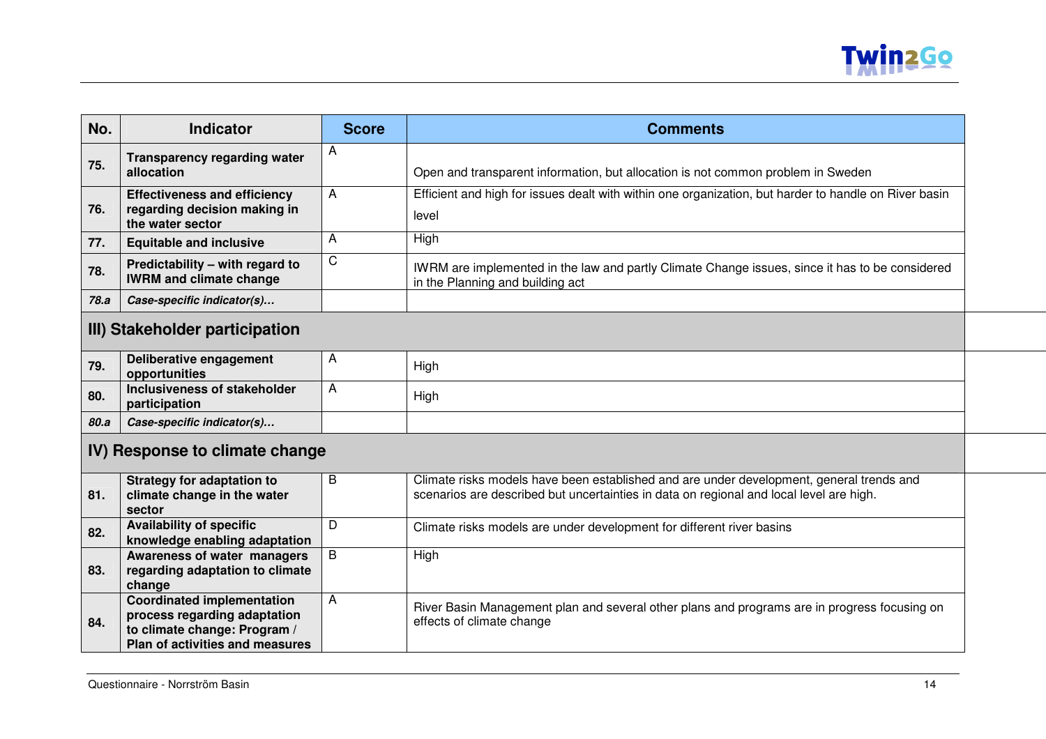| No. | Indicator | Score | Comments |
|---|---|---|---|
| **75.** | **Transparency regarding water allocation** | A | Open and transparent information, but allocation is not common problem in Sweden |
| **76.** | **Effectiveness and efficiency regarding decision making in the water sector** | A | Efficient and high for issues dealt with within one organization, but harder to handle on River basin level |
| **77.** | **Equitable and inclusive** | A | High |
| **78.** | **Predictability – with regard to IWRM and climate change** | C | IWRM are implemented in the law and partly Climate Change issues, since it has to be considered in the Planning and building act |
| ***78.a*** | ***Case-specific indicator(s)…*** | | |
| **III) Stakeholder participation** | | | |
| **79.** | **Deliberative engagement opportunities** | A | High |
| **80.** | **Inclusiveness of stakeholder participation** | A | High |
| ***80.a*** | ***Case-specific indicator(s)…*** | | |
| **IV) Response to climate change** | | | |
| **81.** | **Strategy for adaptation to climate change in the water sector** | B | Climate risks models have been established and are under development, general trends and scenarios are described but uncertainties in data on regional and local level are high. |
| **82.** | **Availability of specific knowledge enabling adaptation** | D | Climate risks models are under development for different river basins |
| **83.** | **Awareness of water managers regarding adaptation to climate change** | B | High |
| **84.** | **Coordinated implementation process regarding adaptation to climate change: Program / Plan of activities and measures** | A | River Basin Management plan and several other plans and programs are in progress focusing on effects of climate change |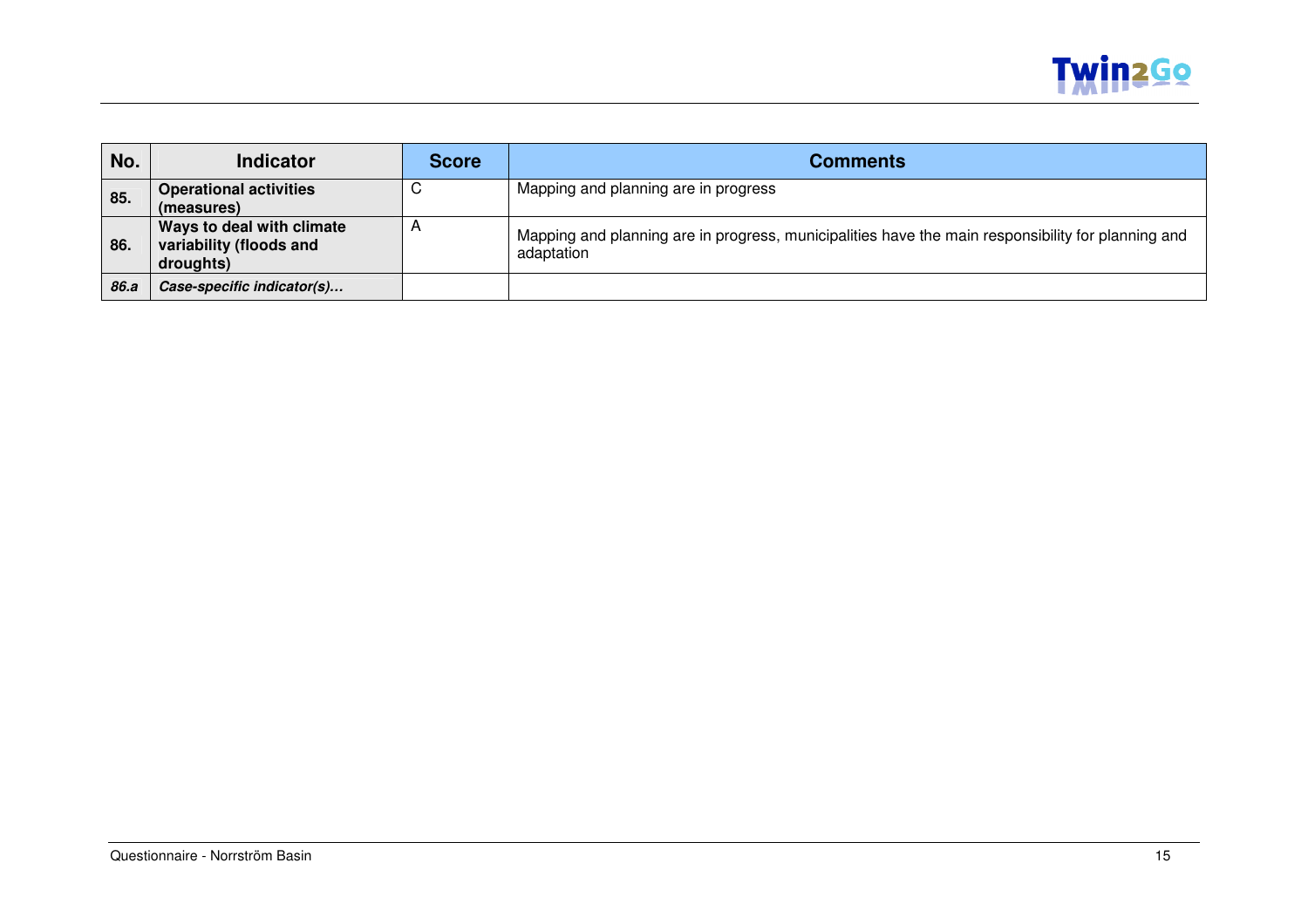| No. | Indicator | Score | Comments |
|---|---|---|---|
| 85. | **Operational activities (measures)** | C | Mapping and planning are in progress |
| 86. | **Ways to deal with climate variability (floods and droughts)** | A | Mapping and planning are in progress, municipalities have the main responsibility for planning and adaptation |
| ***86.a*** | ***Case-specific indicator(s)…*** | | |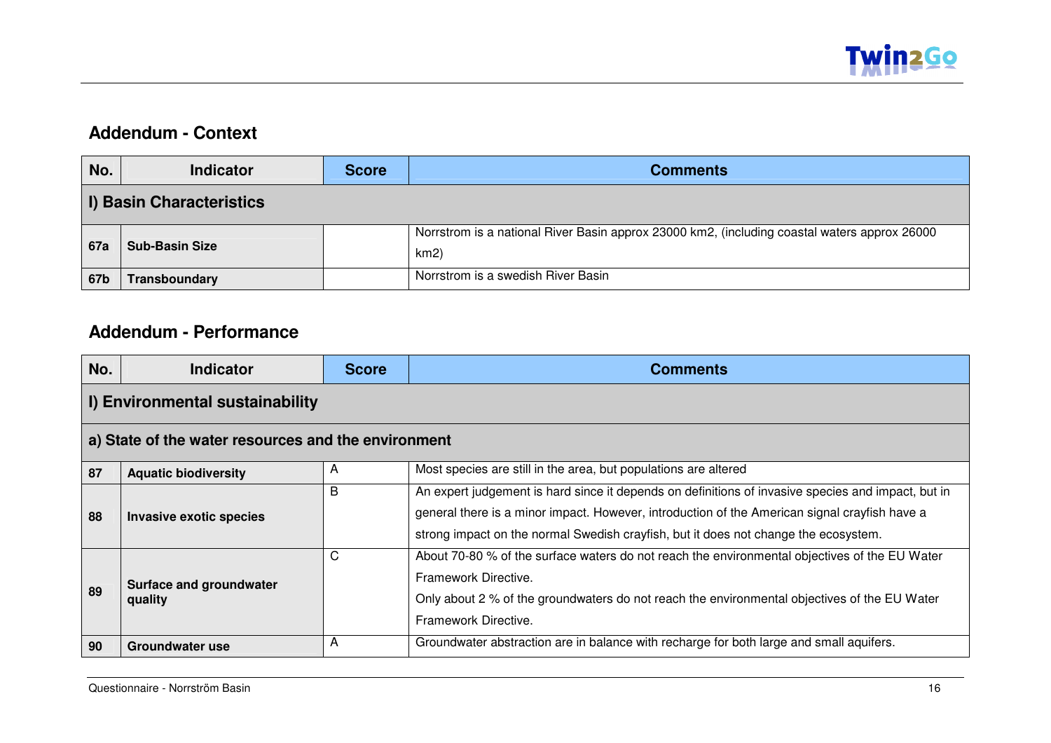## Addendum - Context

| No. | Indicator | Score | Comments |
|---|---|---|---|
| **I) Basin Characteristics** | | | |
| 67a | **Sub-Basin Size** | | Norrstrom is a national River Basin approx 23000 km2, (including coastal waters approx 26000 km2) |
| 67b | **Transboundary** | | Norrstrom is a swedish River Basin |

## Addendum - Performance

| No. | Indicator | Score | Comments |
|---|---|---|---|
| **I) Environmental sustainability** | | | |
| **a) State of the water resources and the environment** | | | |
| 87 | **Aquatic biodiversity** | A | Most species are still in the area, but populations are altered |
| 88 | **Invasive exotic species** | B | An expert judgement is hard since it depends on definitions of invasive species and impact, but in general there is a minor impact. However, introduction of the American signal crayfish have a strong impact on the normal Swedish crayfish, but it does not change the ecosystem. |
| 89 | **Surface and groundwater quality** | C | About 70-80 % of the surface waters do not reach the environmental objectives of the EU Water Framework Directive.<br>Only about 2 % of the groundwaters do not reach the environmental objectives of the EU Water Framework Directive. |
| 90 | **Groundwater use** | A | Groundwater abstraction are in balance with recharge for both large and small aquifers. |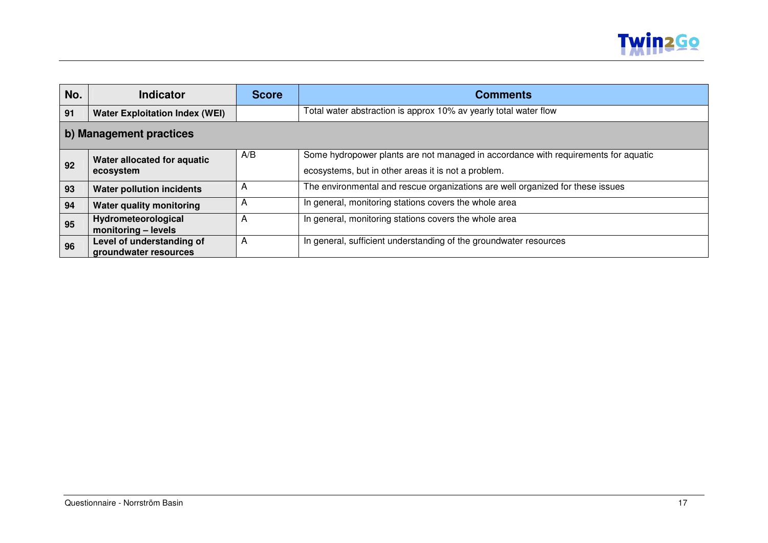| No. | Indicator | Score | Comments |
|---|---|---|---|
| 91 | **Water Exploitation Index (WEI)** | | Total water abstraction is approx 10% av yearly total water flow |
| **b) Management practices** | | | |
| 92 | **Water allocated for aquatic ecosystem** | A/B | Some hydropower plants are not managed in accordance with requirements for aquatic ecosystems, but in other areas it is not a problem. |
| 93 | **Water pollution incidents** | A | The environmental and rescue organizations are well organized for these issues |
| 94 | **Water quality monitoring** | A | In general, monitoring stations covers the whole area |
| 95 | **Hydrometeorological monitoring – levels** | A | In general, monitoring stations covers the whole area |
| 96 | **Level of understanding of groundwater resources** | A | In general, sufficient understanding of the groundwater resources |